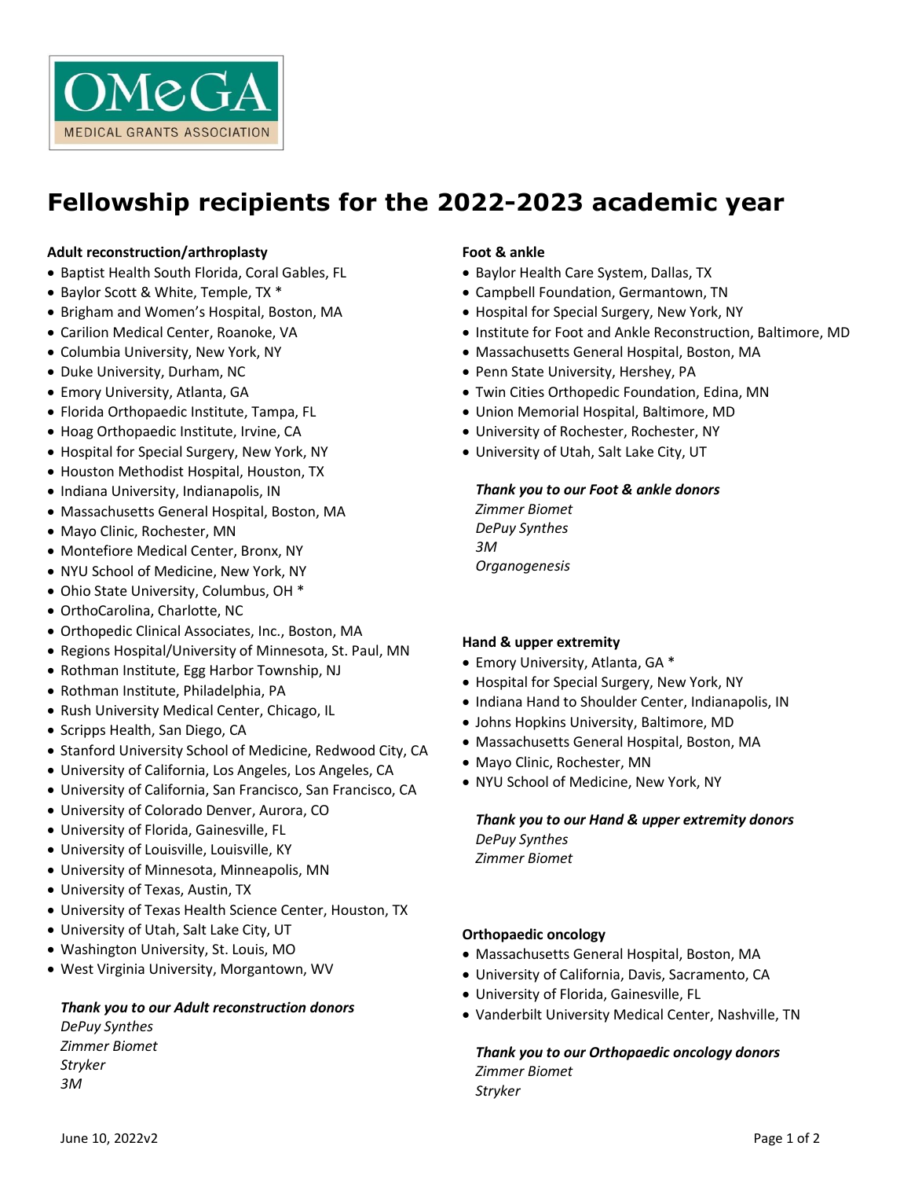OMeGA
MEDICAL GRANTS ASSOCIATION

# Fellowship recipients for the 2022-2023 academic year

**Adult reconstruction/arthroplasty**

- Baptist Health South Florida, Coral Gables, FL
- Baylor Scott & White, Temple, TX *
- Brigham and Women's Hospital, Boston, MA
- Carilion Medical Center, Roanoke, VA
- Columbia University, New York, NY
- Duke University, Durham, NC
- Emory University, Atlanta, GA
- Florida Orthopaedic Institute, Tampa, FL
- Hoag Orthopaedic Institute, Irvine, CA
- Hospital for Special Surgery, New York, NY
- Houston Methodist Hospital, Houston, TX
- Indiana University, Indianapolis, IN
- Massachusetts General Hospital, Boston, MA
- Mayo Clinic, Rochester, MN
- Montefiore Medical Center, Bronx, NY
- NYU School of Medicine, New York, NY
- Ohio State University, Columbus, OH *
- OrthoCarolina, Charlotte, NC
- Orthopedic Clinical Associates, Inc., Boston, MA
- Regions Hospital/University of Minnesota, St. Paul, MN
- Rothman Institute, Egg Harbor Township, NJ
- Rothman Institute, Philadelphia, PA
- Rush University Medical Center, Chicago, IL
- Scripps Health, San Diego, CA
- Stanford University School of Medicine, Redwood City, CA
- University of California, Los Angeles, Los Angeles, CA
- University of California, San Francisco, San Francisco, CA
- University of Colorado Denver, Aurora, CO
- University of Florida, Gainesville, FL
- University of Louisville, Louisville, KY
- University of Minnesota, Minneapolis, MN
- University of Texas, Austin, TX
- University of Texas Health Science Center, Houston, TX
- University of Utah, Salt Lake City, UT
- Washington University, St. Louis, MO
- West Virginia University, Morgantown, WV

***Thank you to our Adult reconstruction donors***
*DePuy Synthes*
*Zimmer Biomet*
*Stryker*
*3M*

**Foot & ankle**

- Baylor Health Care System, Dallas, TX
- Campbell Foundation, Germantown, TN
- Hospital for Special Surgery, New York, NY
- Institute for Foot and Ankle Reconstruction, Baltimore, MD
- Massachusetts General Hospital, Boston, MA
- Penn State University, Hershey, PA
- Twin Cities Orthopedic Foundation, Edina, MN
- Union Memorial Hospital, Baltimore, MD
- University of Rochester, Rochester, NY
- University of Utah, Salt Lake City, UT

***Thank you to our Foot & ankle donors***
*Zimmer Biomet*
*DePuy Synthes*
*3M*
*Organogenesis*

**Hand & upper extremity**

- Emory University, Atlanta, GA *
- Hospital for Special Surgery, New York, NY
- Indiana Hand to Shoulder Center, Indianapolis, IN
- Johns Hopkins University, Baltimore, MD
- Massachusetts General Hospital, Boston, MA
- Mayo Clinic, Rochester, MN
- NYU School of Medicine, New York, NY

***Thank you to our Hand & upper extremity donors***
*DePuy Synthes*
*Zimmer Biomet*

**Orthopaedic oncology**

- Massachusetts General Hospital, Boston, MA
- University of California, Davis, Sacramento, CA
- University of Florida, Gainesville, FL
- Vanderbilt University Medical Center, Nashville, TN

***Thank you to our Orthopaedic oncology donors***
*Zimmer Biomet*
*Stryker*

June 10, 2022v2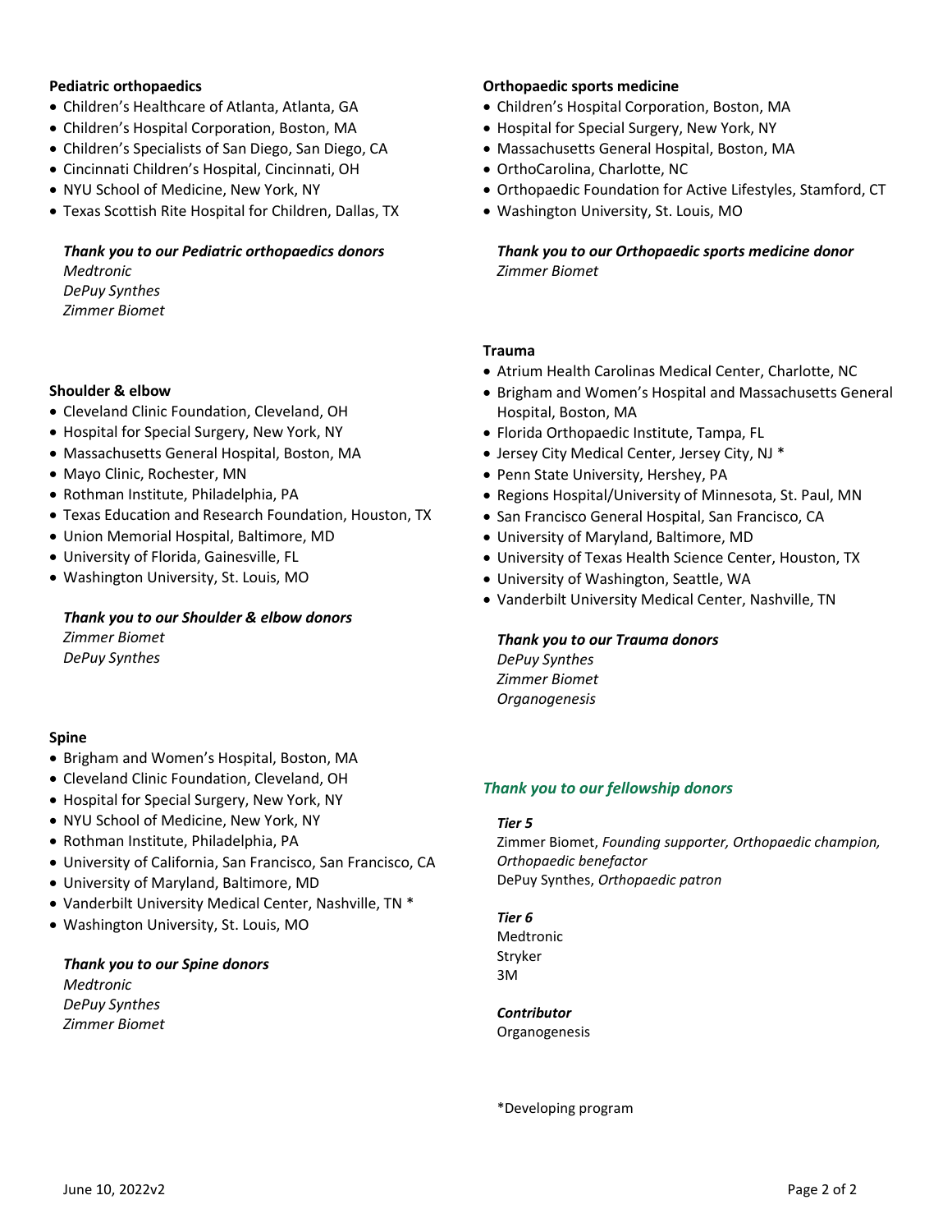**Pediatric orthopaedics**

- Children's Healthcare of Atlanta, Atlanta, GA
- Children's Hospital Corporation, Boston, MA
- Children's Specialists of San Diego, San Diego, CA
- Cincinnati Children's Hospital, Cincinnati, OH
- NYU School of Medicine, New York, NY
- Texas Scottish Rite Hospital for Children, Dallas, TX

***Thank you to our Pediatric orthopaedics donors***
*Medtronic*
*DePuy Synthes*
*Zimmer Biomet*

**Shoulder & elbow**

- Cleveland Clinic Foundation, Cleveland, OH
- Hospital for Special Surgery, New York, NY
- Massachusetts General Hospital, Boston, MA
- Mayo Clinic, Rochester, MN
- Rothman Institute, Philadelphia, PA
- Texas Education and Research Foundation, Houston, TX
- Union Memorial Hospital, Baltimore, MD
- University of Florida, Gainesville, FL
- Washington University, St. Louis, MO

***Thank you to our Shoulder & elbow donors***
*Zimmer Biomet*
*DePuy Synthes*

**Spine**

- Brigham and Women's Hospital, Boston, MA
- Cleveland Clinic Foundation, Cleveland, OH
- Hospital for Special Surgery, New York, NY
- NYU School of Medicine, New York, NY
- Rothman Institute, Philadelphia, PA
- University of California, San Francisco, San Francisco, CA
- University of Maryland, Baltimore, MD
- Vanderbilt University Medical Center, Nashville, TN *
- Washington University, St. Louis, MO

***Thank you to our Spine donors***
*Medtronic*
*DePuy Synthes*
*Zimmer Biomet*

**Orthopaedic sports medicine**

- Children's Hospital Corporation, Boston, MA
- Hospital for Special Surgery, New York, NY
- Massachusetts General Hospital, Boston, MA
- OrthoCarolina, Charlotte, NC
- Orthopaedic Foundation for Active Lifestyles, Stamford, CT
- Washington University, St. Louis, MO

***Thank you to our Orthopaedic sports medicine donor***
*Zimmer Biomet*

**Trauma**

- Atrium Health Carolinas Medical Center, Charlotte, NC
- Brigham and Women's Hospital and Massachusetts General Hospital, Boston, MA
- Florida Orthopaedic Institute, Tampa, FL
- Jersey City Medical Center, Jersey City, NJ *
- Penn State University, Hershey, PA
- Regions Hospital/University of Minnesota, St. Paul, MN
- San Francisco General Hospital, San Francisco, CA
- University of Maryland, Baltimore, MD
- University of Texas Health Science Center, Houston, TX
- University of Washington, Seattle, WA
- Vanderbilt University Medical Center, Nashville, TN

***Thank you to our Trauma donors***
*DePuy Synthes*
*Zimmer Biomet*
*Organogenesis*

## *Thank you to our fellowship donors*

***Tier 5***
Zimmer Biomet, *Founding supporter, Orthopaedic champion, Orthopaedic benefactor*
DePuy Synthes, *Orthopaedic patron*

***Tier 6***
Medtronic
Stryker
3M

***Contributor***
Organogenesis

*Developing program

June 10, 2022v2